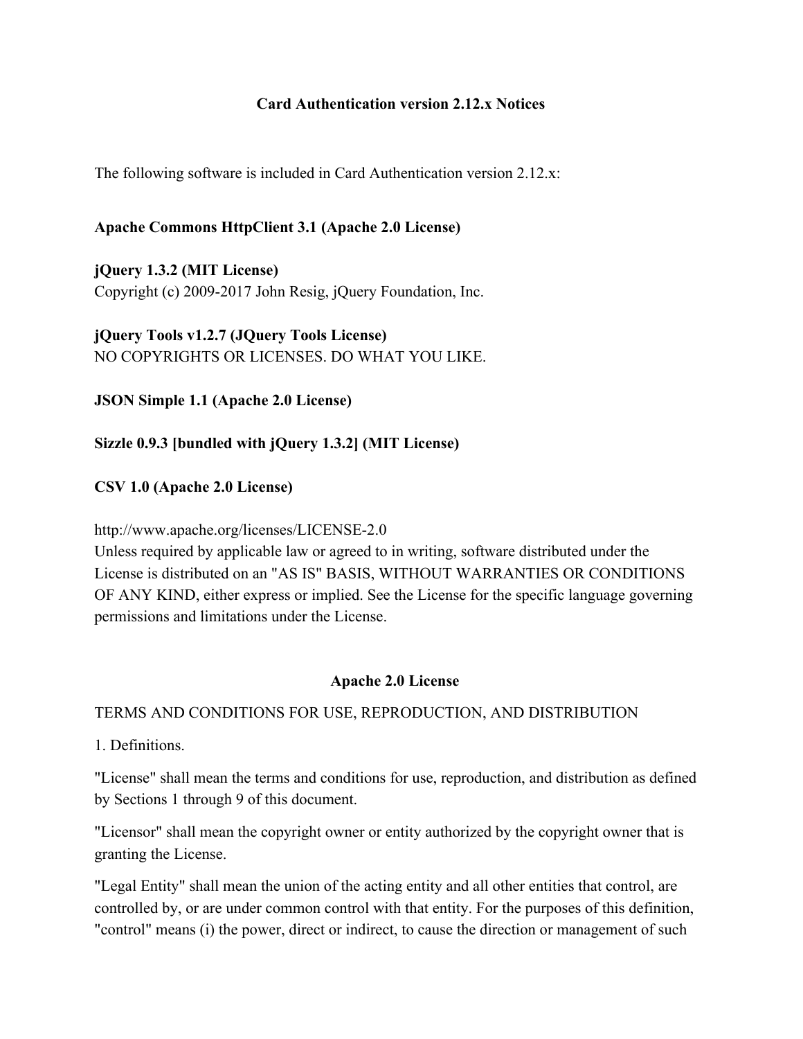# Card Authentication version 2.12.x Notices

The following software is included in Card Authentication version 2.12.x:

**Apache Commons HttpClient 3.1 (Apache 2.0 License)**

**jQuery 1.3.2 (MIT License)**
Copyright (c) 2009-2017 John Resig, jQuery Foundation, Inc.

**jQuery Tools v1.2.7 (JQuery Tools License)**
NO COPYRIGHTS OR LICENSES. DO WHAT YOU LIKE.

**JSON Simple 1.1 (Apache 2.0 License)**

**Sizzle 0.9.3 [bundled with jQuery 1.3.2] (MIT License)**

**CSV 1.0 (Apache 2.0 License)**

http://www.apache.org/licenses/LICENSE-2.0
Unless required by applicable law or agreed to in writing, software distributed under the License is distributed on an "AS IS" BASIS, WITHOUT WARRANTIES OR CONDITIONS OF ANY KIND, either express or implied. See the License for the specific language governing permissions and limitations under the License.

## Apache 2.0 License

TERMS AND CONDITIONS FOR USE, REPRODUCTION, AND DISTRIBUTION

1. Definitions.

"License" shall mean the terms and conditions for use, reproduction, and distribution as defined by Sections 1 through 9 of this document.

"Licensor" shall mean the copyright owner or entity authorized by the copyright owner that is granting the License.

"Legal Entity" shall mean the union of the acting entity and all other entities that control, are controlled by, or are under common control with that entity. For the purposes of this definition, "control" means (i) the power, direct or indirect, to cause the direction or management of such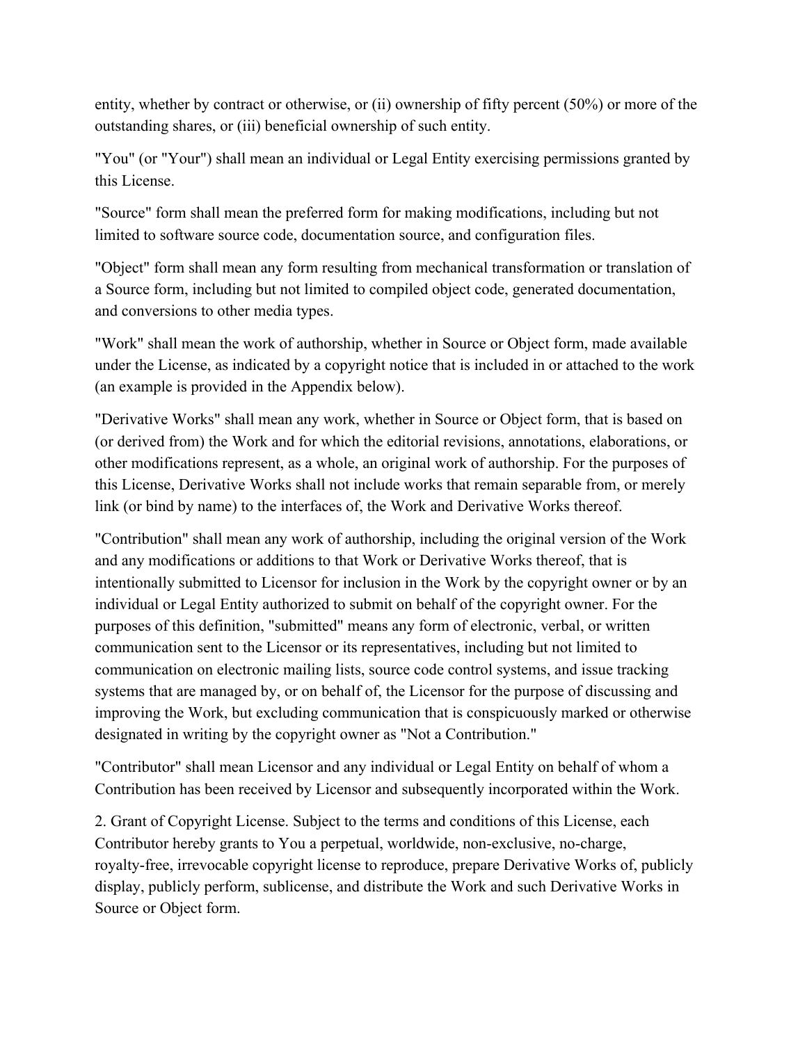entity, whether by contract or otherwise, or (ii) ownership of fifty percent (50%) or more of the outstanding shares, or (iii) beneficial ownership of such entity.

"You" (or "Your") shall mean an individual or Legal Entity exercising permissions granted by this License.

"Source" form shall mean the preferred form for making modifications, including but not limited to software source code, documentation source, and configuration files.

"Object" form shall mean any form resulting from mechanical transformation or translation of a Source form, including but not limited to compiled object code, generated documentation, and conversions to other media types.

"Work" shall mean the work of authorship, whether in Source or Object form, made available under the License, as indicated by a copyright notice that is included in or attached to the work (an example is provided in the Appendix below).

"Derivative Works" shall mean any work, whether in Source or Object form, that is based on (or derived from) the Work and for which the editorial revisions, annotations, elaborations, or other modifications represent, as a whole, an original work of authorship. For the purposes of this License, Derivative Works shall not include works that remain separable from, or merely link (or bind by name) to the interfaces of, the Work and Derivative Works thereof.

"Contribution" shall mean any work of authorship, including the original version of the Work and any modifications or additions to that Work or Derivative Works thereof, that is intentionally submitted to Licensor for inclusion in the Work by the copyright owner or by an individual or Legal Entity authorized to submit on behalf of the copyright owner. For the purposes of this definition, "submitted" means any form of electronic, verbal, or written communication sent to the Licensor or its representatives, including but not limited to communication on electronic mailing lists, source code control systems, and issue tracking systems that are managed by, or on behalf of, the Licensor for the purpose of discussing and improving the Work, but excluding communication that is conspicuously marked or otherwise designated in writing by the copyright owner as "Not a Contribution."

"Contributor" shall mean Licensor and any individual or Legal Entity on behalf of whom a Contribution has been received by Licensor and subsequently incorporated within the Work.

2. Grant of Copyright License. Subject to the terms and conditions of this License, each Contributor hereby grants to You a perpetual, worldwide, non-exclusive, no-charge, royalty-free, irrevocable copyright license to reproduce, prepare Derivative Works of, publicly display, publicly perform, sublicense, and distribute the Work and such Derivative Works in Source or Object form.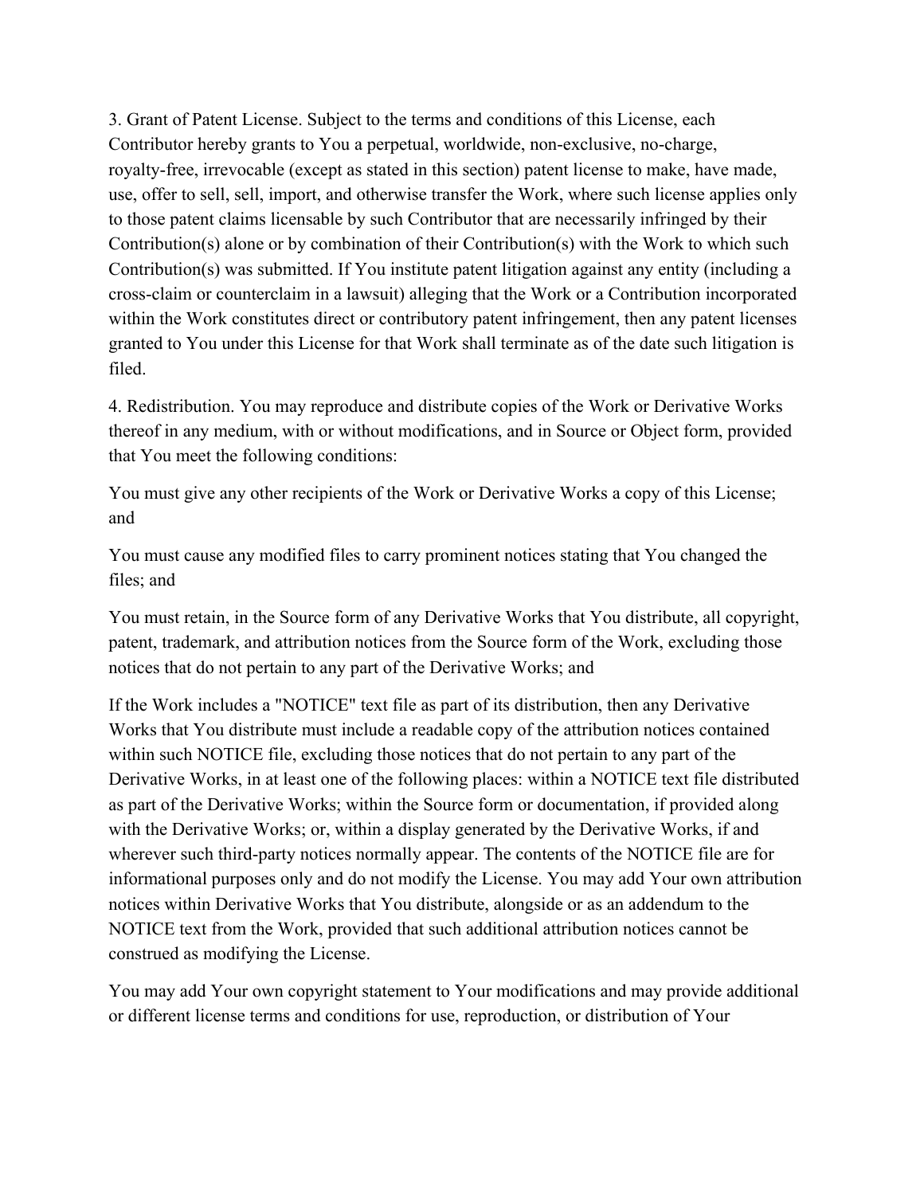3. Grant of Patent License. Subject to the terms and conditions of this License, each Contributor hereby grants to You a perpetual, worldwide, non-exclusive, no-charge, royalty-free, irrevocable (except as stated in this section) patent license to make, have made, use, offer to sell, sell, import, and otherwise transfer the Work, where such license applies only to those patent claims licensable by such Contributor that are necessarily infringed by their Contribution(s) alone or by combination of their Contribution(s) with the Work to which such Contribution(s) was submitted. If You institute patent litigation against any entity (including a cross-claim or counterclaim in a lawsuit) alleging that the Work or a Contribution incorporated within the Work constitutes direct or contributory patent infringement, then any patent licenses granted to You under this License for that Work shall terminate as of the date such litigation is filed.

4. Redistribution. You may reproduce and distribute copies of the Work or Derivative Works thereof in any medium, with or without modifications, and in Source or Object form, provided that You meet the following conditions:

You must give any other recipients of the Work or Derivative Works a copy of this License; and

You must cause any modified files to carry prominent notices stating that You changed the files; and

You must retain, in the Source form of any Derivative Works that You distribute, all copyright, patent, trademark, and attribution notices from the Source form of the Work, excluding those notices that do not pertain to any part of the Derivative Works; and

If the Work includes a "NOTICE" text file as part of its distribution, then any Derivative Works that You distribute must include a readable copy of the attribution notices contained within such NOTICE file, excluding those notices that do not pertain to any part of the Derivative Works, in at least one of the following places: within a NOTICE text file distributed as part of the Derivative Works; within the Source form or documentation, if provided along with the Derivative Works; or, within a display generated by the Derivative Works, if and wherever such third-party notices normally appear. The contents of the NOTICE file are for informational purposes only and do not modify the License. You may add Your own attribution notices within Derivative Works that You distribute, alongside or as an addendum to the NOTICE text from the Work, provided that such additional attribution notices cannot be construed as modifying the License.

You may add Your own copyright statement to Your modifications and may provide additional or different license terms and conditions for use, reproduction, or distribution of Your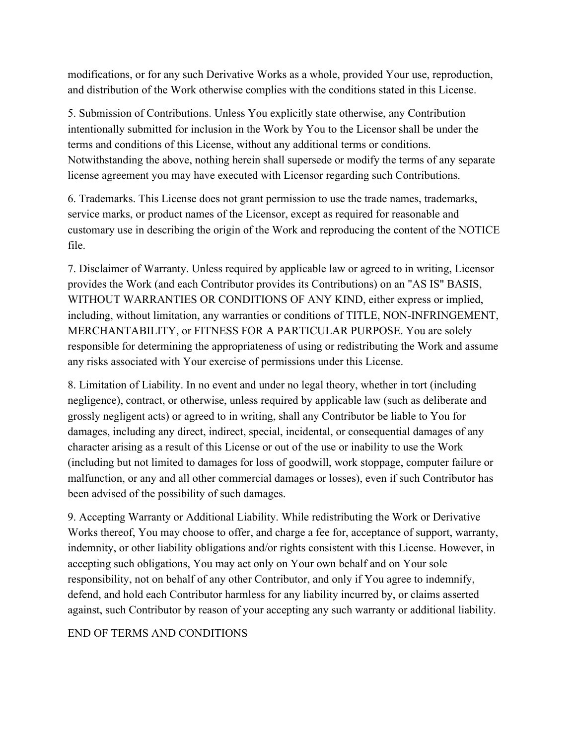modifications, or for any such Derivative Works as a whole, provided Your use, reproduction, and distribution of the Work otherwise complies with the conditions stated in this License.

5. Submission of Contributions. Unless You explicitly state otherwise, any Contribution intentionally submitted for inclusion in the Work by You to the Licensor shall be under the terms and conditions of this License, without any additional terms or conditions. Notwithstanding the above, nothing herein shall supersede or modify the terms of any separate license agreement you may have executed with Licensor regarding such Contributions.

6. Trademarks. This License does not grant permission to use the trade names, trademarks, service marks, or product names of the Licensor, except as required for reasonable and customary use in describing the origin of the Work and reproducing the content of the NOTICE file.

7. Disclaimer of Warranty. Unless required by applicable law or agreed to in writing, Licensor provides the Work (and each Contributor provides its Contributions) on an "AS IS" BASIS, WITHOUT WARRANTIES OR CONDITIONS OF ANY KIND, either express or implied, including, without limitation, any warranties or conditions of TITLE, NON-INFRINGEMENT, MERCHANTABILITY, or FITNESS FOR A PARTICULAR PURPOSE. You are solely responsible for determining the appropriateness of using or redistributing the Work and assume any risks associated with Your exercise of permissions under this License.

8. Limitation of Liability. In no event and under no legal theory, whether in tort (including negligence), contract, or otherwise, unless required by applicable law (such as deliberate and grossly negligent acts) or agreed to in writing, shall any Contributor be liable to You for damages, including any direct, indirect, special, incidental, or consequential damages of any character arising as a result of this License or out of the use or inability to use the Work (including but not limited to damages for loss of goodwill, work stoppage, computer failure or malfunction, or any and all other commercial damages or losses), even if such Contributor has been advised of the possibility of such damages.

9. Accepting Warranty or Additional Liability. While redistributing the Work or Derivative Works thereof, You may choose to offer, and charge a fee for, acceptance of support, warranty, indemnity, or other liability obligations and/or rights consistent with this License. However, in accepting such obligations, You may act only on Your own behalf and on Your sole responsibility, not on behalf of any other Contributor, and only if You agree to indemnify, defend, and hold each Contributor harmless for any liability incurred by, or claims asserted against, such Contributor by reason of your accepting any such warranty or additional liability.

END OF TERMS AND CONDITIONS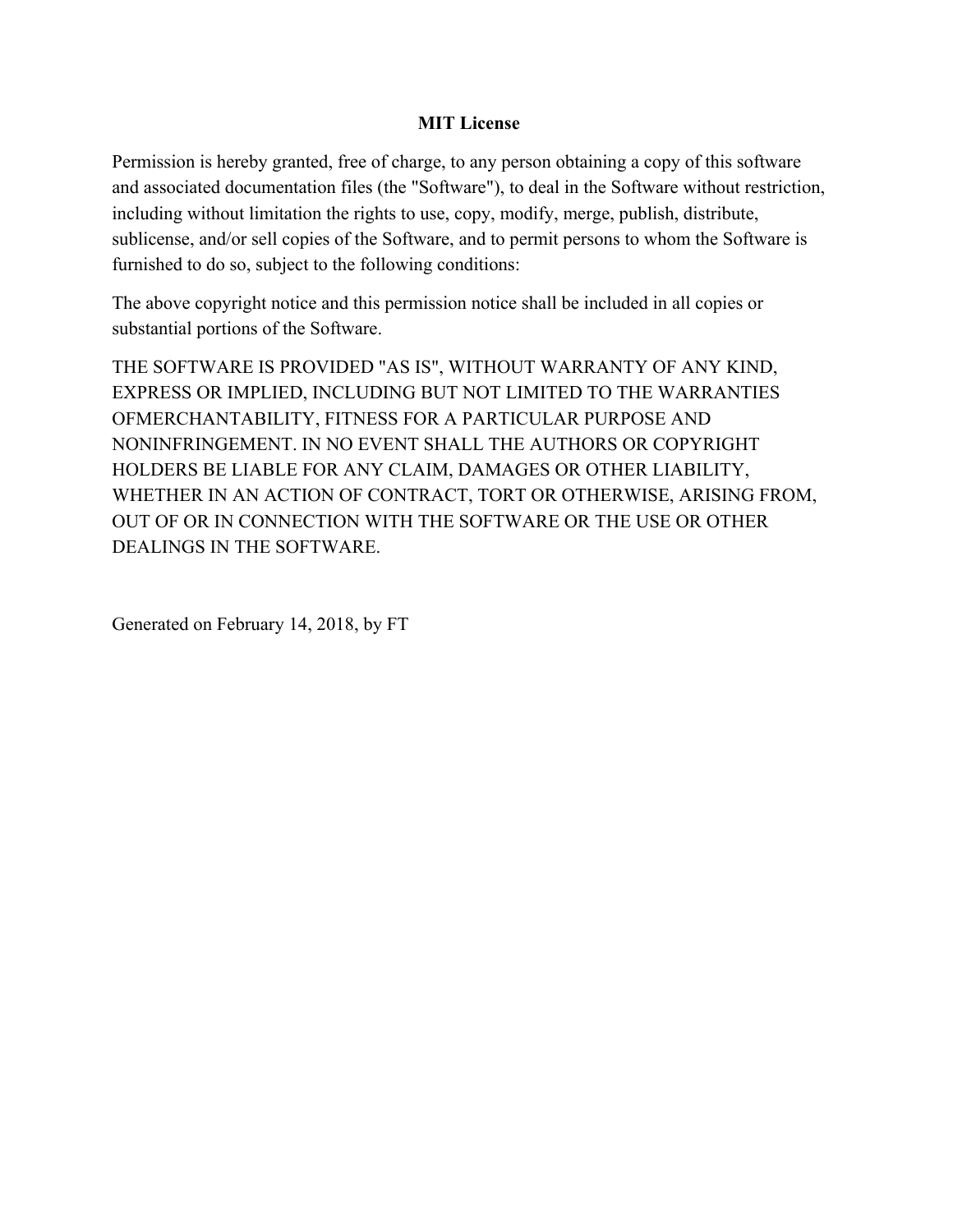**MIT License**

Permission is hereby granted, free of charge, to any person obtaining a copy of this software and associated documentation files (the "Software"), to deal in the Software without restriction, including without limitation the rights to use, copy, modify, merge, publish, distribute, sublicense, and/or sell copies of the Software, and to permit persons to whom the Software is furnished to do so, subject to the following conditions:

The above copyright notice and this permission notice shall be included in all copies or substantial portions of the Software.

THE SOFTWARE IS PROVIDED "AS IS", WITHOUT WARRANTY OF ANY KIND, EXPRESS OR IMPLIED, INCLUDING BUT NOT LIMITED TO THE WARRANTIES OFMERCHANTABILITY, FITNESS FOR A PARTICULAR PURPOSE AND NONINFRINGEMENT. IN NO EVENT SHALL THE AUTHORS OR COPYRIGHT HOLDERS BE LIABLE FOR ANY CLAIM, DAMAGES OR OTHER LIABILITY, WHETHER IN AN ACTION OF CONTRACT, TORT OR OTHERWISE, ARISING FROM, OUT OF OR IN CONNECTION WITH THE SOFTWARE OR THE USE OR OTHER DEALINGS IN THE SOFTWARE.

Generated on February 14, 2018, by FT